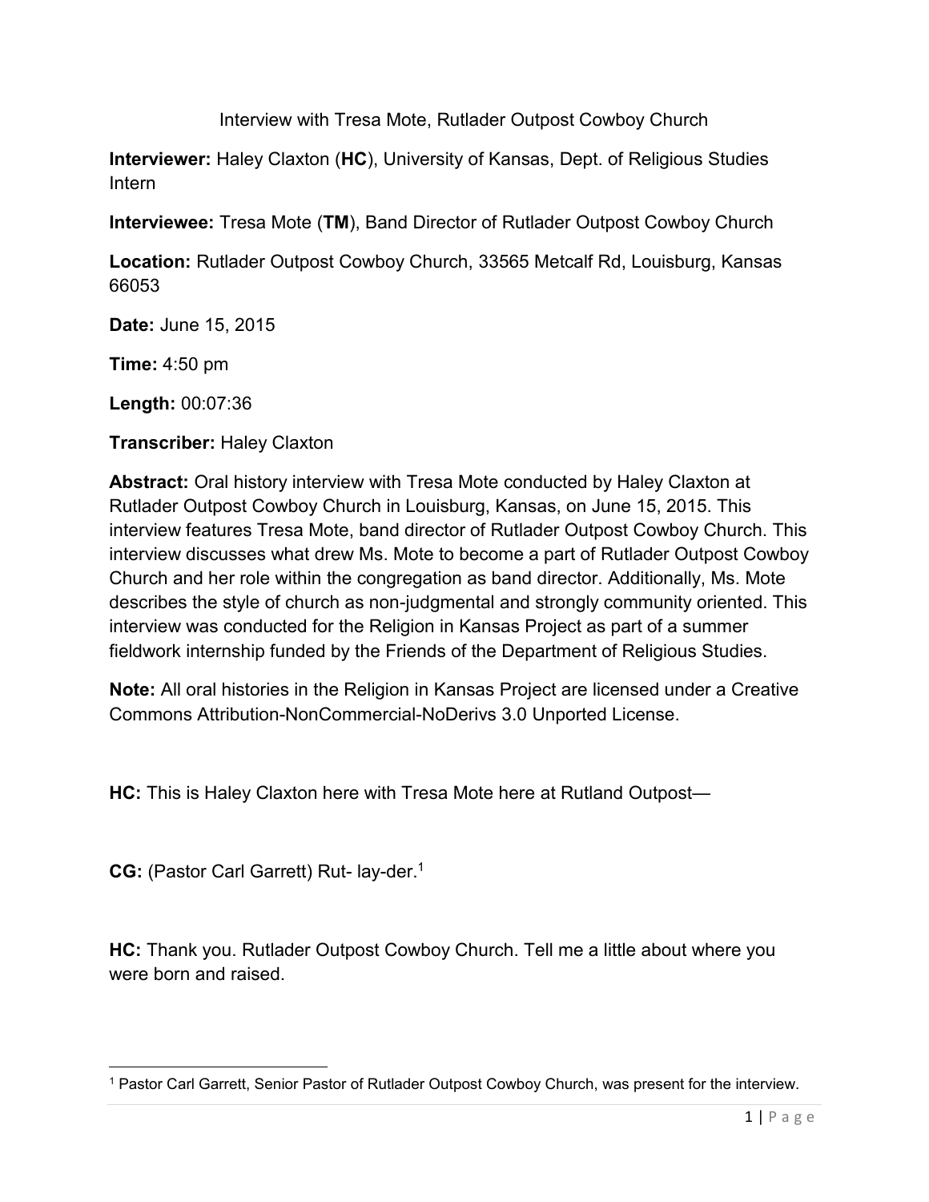Interview with Tresa Mote, Rutlader Outpost Cowboy Church

**Interviewer:** Haley Claxton (**HC**), University of Kansas, Dept. of Religious Studies Intern

**Interviewee:** Tresa Mote (**TM**), Band Director of Rutlader Outpost Cowboy Church

**Location:** Rutlader Outpost Cowboy Church, 33565 Metcalf Rd, Louisburg, Kansas 66053

**Date:** June 15, 2015

**Time:** 4:50 pm

**Length:** 00:07:36

**Transcriber:** Haley Claxton

**Abstract:** Oral history interview with Tresa Mote conducted by Haley Claxton at Rutlader Outpost Cowboy Church in Louisburg, Kansas, on June 15, 2015. This interview features Tresa Mote, band director of Rutlader Outpost Cowboy Church. This interview discusses what drew Ms. Mote to become a part of Rutlader Outpost Cowboy Church and her role within the congregation as band director. Additionally, Ms. Mote describes the style of church as non-judgmental and strongly community oriented. This interview was conducted for the Religion in Kansas Project as part of a summer fieldwork internship funded by the Friends of the Department of Religious Studies.

**Note:** All oral histories in the Religion in Kansas Project are licensed under a Creative Commons Attribution-NonCommercial-NoDerivs 3.0 Unported License.

**HC:** This is Haley Claxton here with Tresa Mote here at Rutland Outpost—

**CG:** (Pastor Carl Garrett) Rut- lay-der.[1]

**HC:** Thank you. Rutlader Outpost Cowboy Church. Tell me a little about where you were born and raised.

[1] Pastor Carl Garrett, Senior Pastor of Rutlader Outpost Cowboy Church, was present for the interview.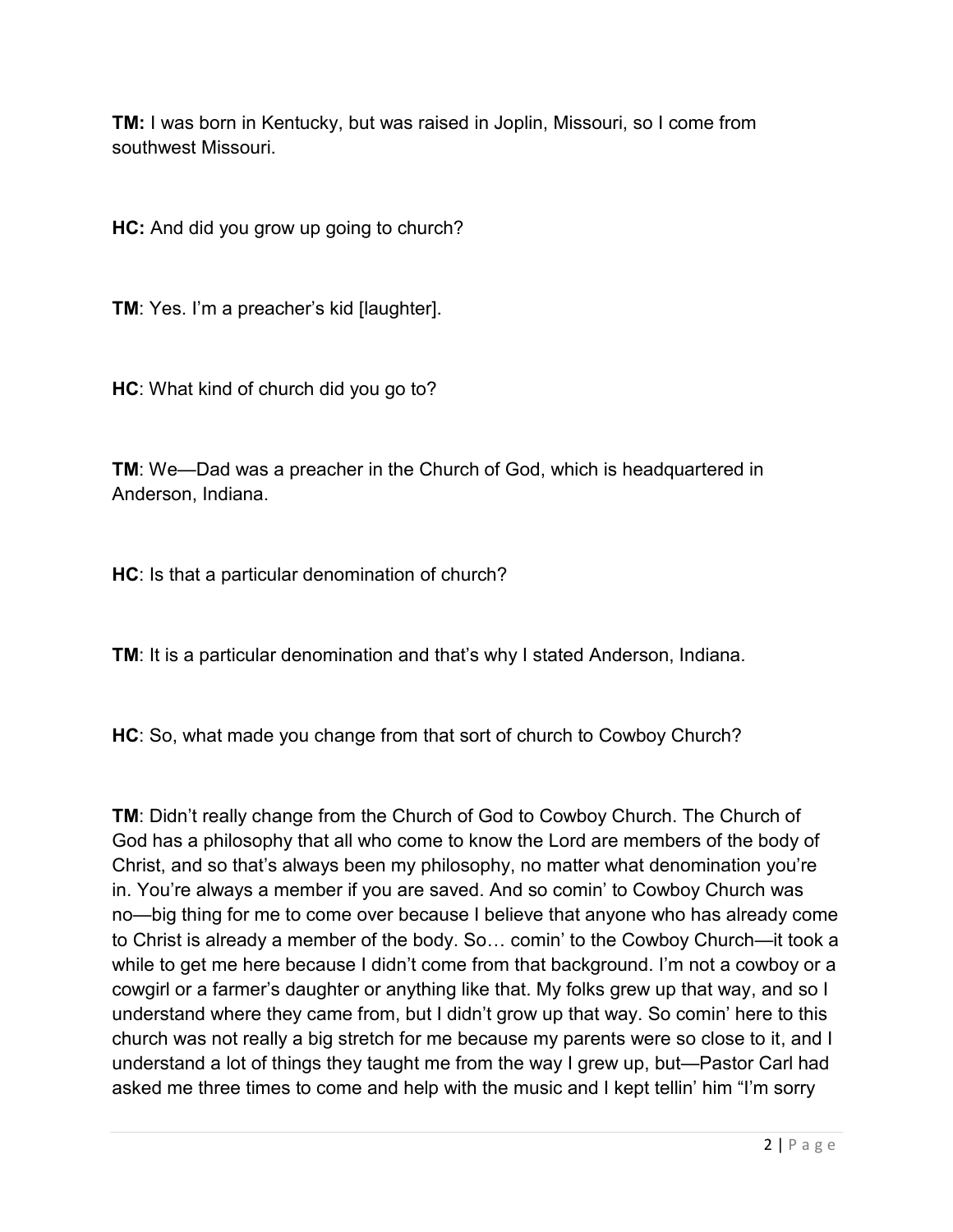**TM:** I was born in Kentucky, but was raised in Joplin, Missouri, so I come from southwest Missouri.

**HC:** And did you grow up going to church?

**TM**: Yes. I'm a preacher's kid [laughter].

**HC**: What kind of church did you go to?

**TM**: We—Dad was a preacher in the Church of God, which is headquartered in Anderson, Indiana.

**HC**: Is that a particular denomination of church?

**TM**: It is a particular denomination and that's why I stated Anderson, Indiana.

**HC**: So, what made you change from that sort of church to Cowboy Church?

**TM**: Didn't really change from the Church of God to Cowboy Church. The Church of God has a philosophy that all who come to know the Lord are members of the body of Christ, and so that's always been my philosophy, no matter what denomination you're in. You're always a member if you are saved. And so comin' to Cowboy Church was no—big thing for me to come over because I believe that anyone who has already come to Christ is already a member of the body. So… comin' to the Cowboy Church—it took a while to get me here because I didn't come from that background. I'm not a cowboy or a cowgirl or a farmer's daughter or anything like that. My folks grew up that way, and so I understand where they came from, but I didn't grow up that way. So comin' here to this church was not really a big stretch for me because my parents were so close to it, and I understand a lot of things they taught me from the way I grew up, but—Pastor Carl had asked me three times to come and help with the music and I kept tellin' him "I'm sorry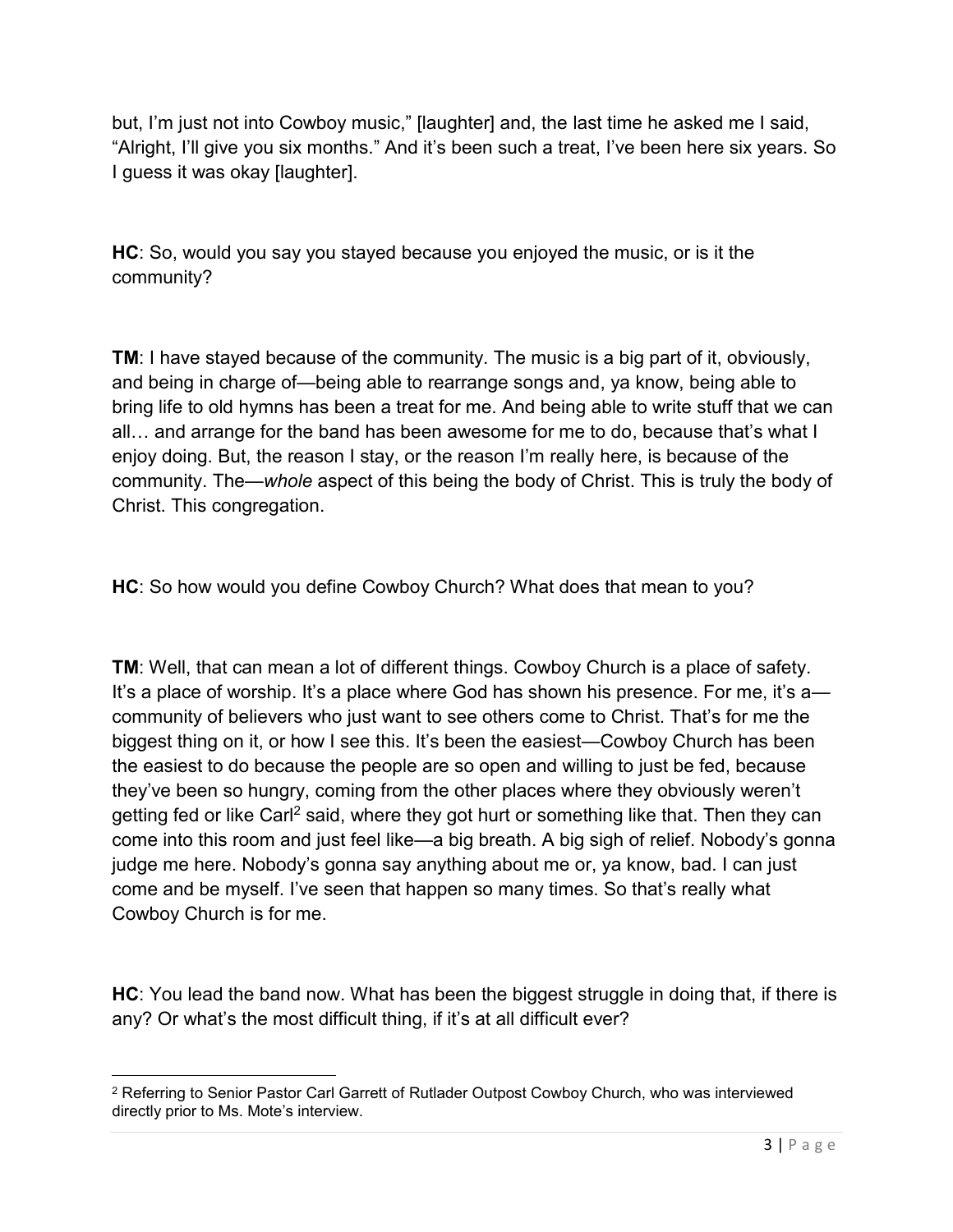but, I'm just not into Cowboy music," [laughter] and, the last time he asked me I said, "Alright, I'll give you six months." And it's been such a treat, I've been here six years. So I guess it was okay [laughter].

**HC**: So, would you say you stayed because you enjoyed the music, or is it the community?

**TM**: I have stayed because of the community. The music is a big part of it, obviously, and being in charge of—being able to rearrange songs and, ya know, being able to bring life to old hymns has been a treat for me. And being able to write stuff that we can all… and arrange for the band has been awesome for me to do, because that's what I enjoy doing. But, the reason I stay, or the reason I'm really here, is because of the community. The—*whole* aspect of this being the body of Christ. This is truly the body of Christ. This congregation.

**HC**: So how would you define Cowboy Church? What does that mean to you?

**TM**: Well, that can mean a lot of different things. Cowboy Church is a place of safety. It's a place of worship. It's a place where God has shown his presence. For me, it's a—community of believers who just want to see others come to Christ. That's for me the biggest thing on it, or how I see this. It's been the easiest—Cowboy Church has been the easiest to do because the people are so open and willing to just be fed, because they've been so hungry, coming from the other places where they obviously weren't getting fed or like Carl[2] said, where they got hurt or something like that. Then they can come into this room and just feel like—a big breath. A big sigh of relief. Nobody's gonna judge me here. Nobody's gonna say anything about me or, ya know, bad. I can just come and be myself. I've seen that happen so many times. So that's really what Cowboy Church is for me.

**HC**: You lead the band now. What has been the biggest struggle in doing that, if there is any? Or what's the most difficult thing, if it's at all difficult ever?

[2] Referring to Senior Pastor Carl Garrett of Rutlader Outpost Cowboy Church, who was interviewed directly prior to Ms. Mote's interview.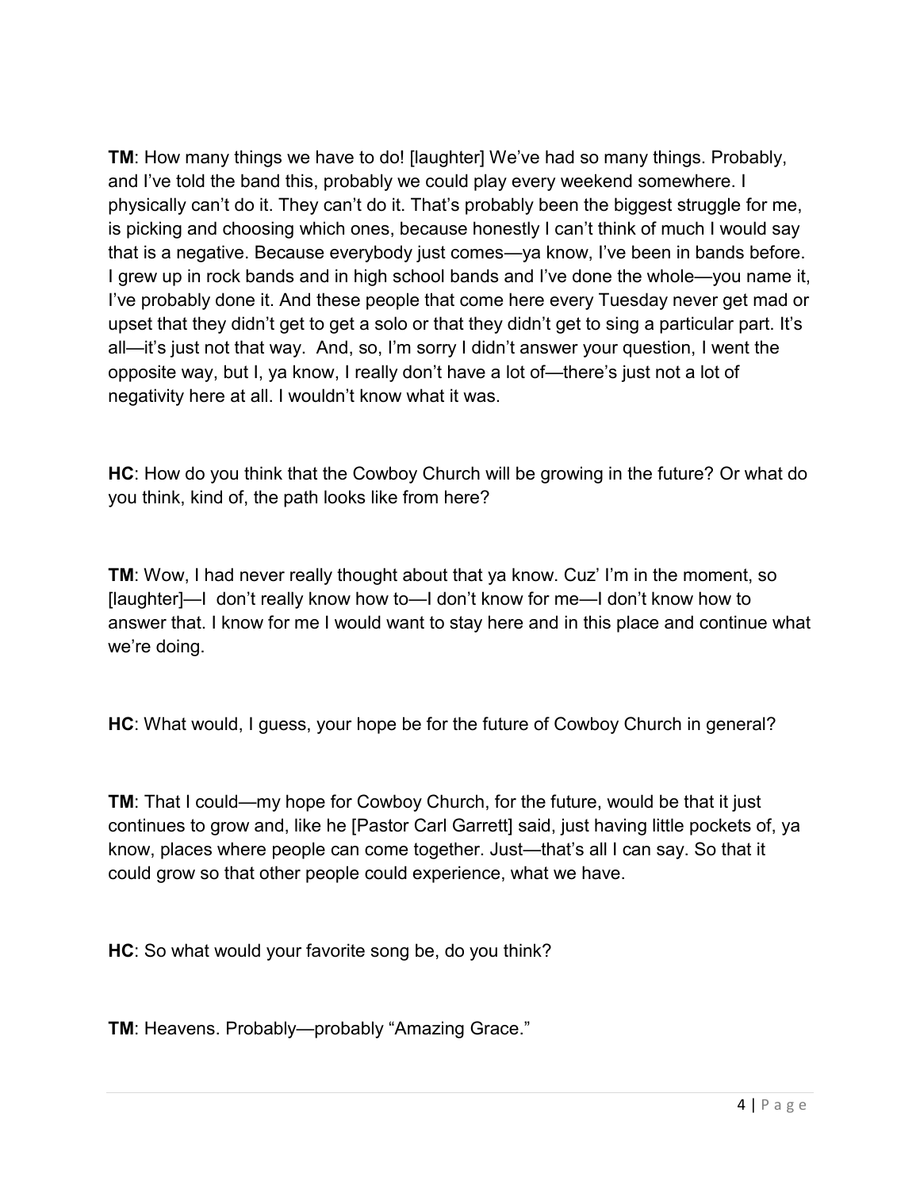**TM**: How many things we have to do! [laughter] We've had so many things. Probably, and I've told the band this, probably we could play every weekend somewhere. I physically can't do it. They can't do it. That's probably been the biggest struggle for me, is picking and choosing which ones, because honestly I can't think of much I would say that is a negative. Because everybody just comes—ya know, I've been in bands before. I grew up in rock bands and in high school bands and I've done the whole—you name it, I've probably done it. And these people that come here every Tuesday never get mad or upset that they didn't get to get a solo or that they didn't get to sing a particular part. It's all—it's just not that way.  And, so, I'm sorry I didn't answer your question, I went the opposite way, but I, ya know, I really don't have a lot of—there's just not a lot of negativity here at all. I wouldn't know what it was.

**HC**: How do you think that the Cowboy Church will be growing in the future? Or what do you think, kind of, the path looks like from here?

**TM**: Wow, I had never really thought about that ya know. Cuz' I'm in the moment, so [laughter]—I  don't really know how to—I don't know for me—I don't know how to answer that. I know for me I would want to stay here and in this place and continue what we're doing.

**HC**: What would, I guess, your hope be for the future of Cowboy Church in general?

**TM**: That I could—my hope for Cowboy Church, for the future, would be that it just continues to grow and, like he [Pastor Carl Garrett] said, just having little pockets of, ya know, places where people can come together. Just—that's all I can say. So that it could grow so that other people could experience, what we have.

**HC**: So what would your favorite song be, do you think?

**TM**: Heavens. Probably—probably "Amazing Grace."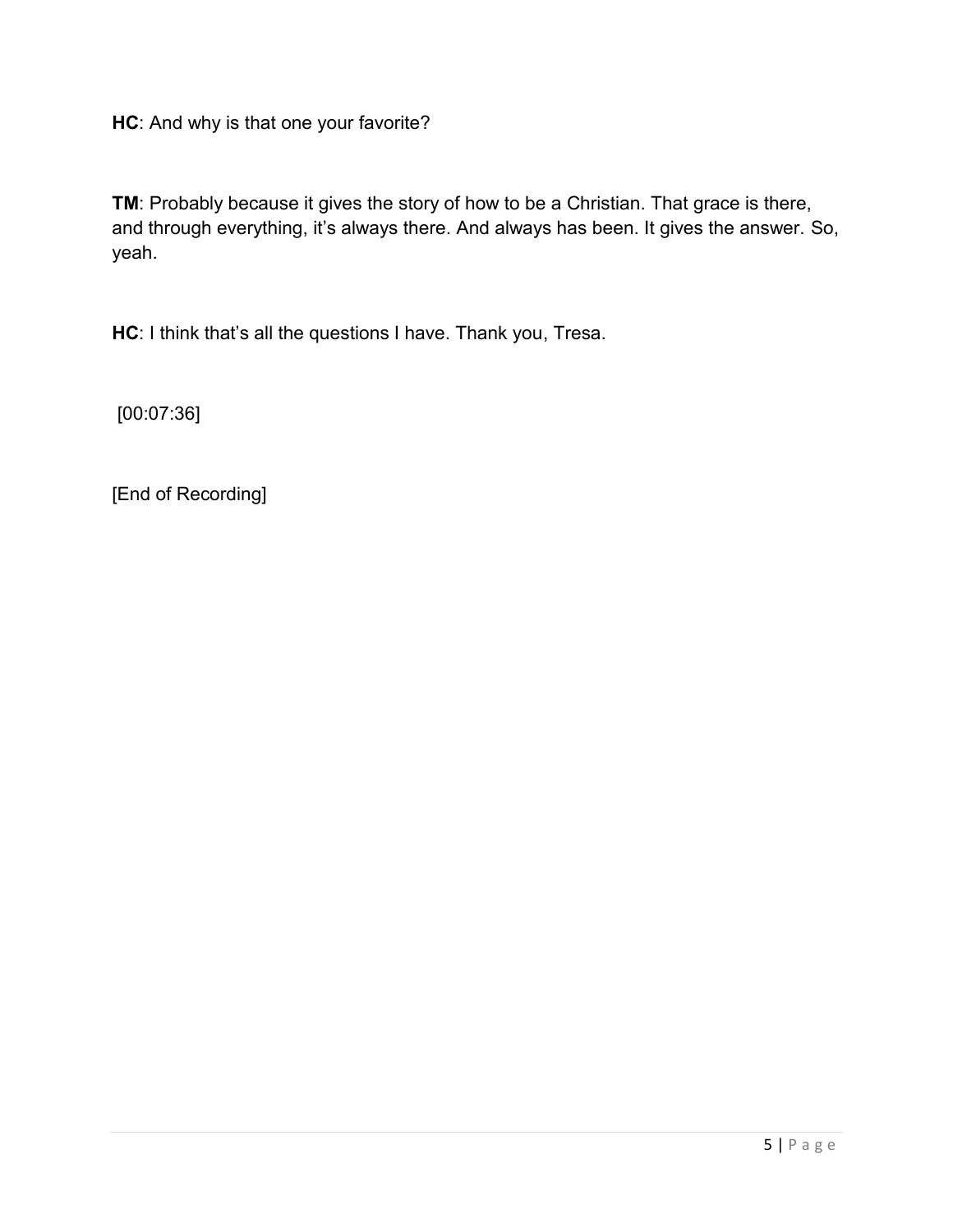**HC**: And why is that one your favorite?

**TM**: Probably because it gives the story of how to be a Christian. That grace is there, and through everything, it's always there. And always has been. It gives the answer. So, yeah.

**HC**: I think that's all the questions I have. Thank you, Tresa.

[00:07:36]

[End of Recording]